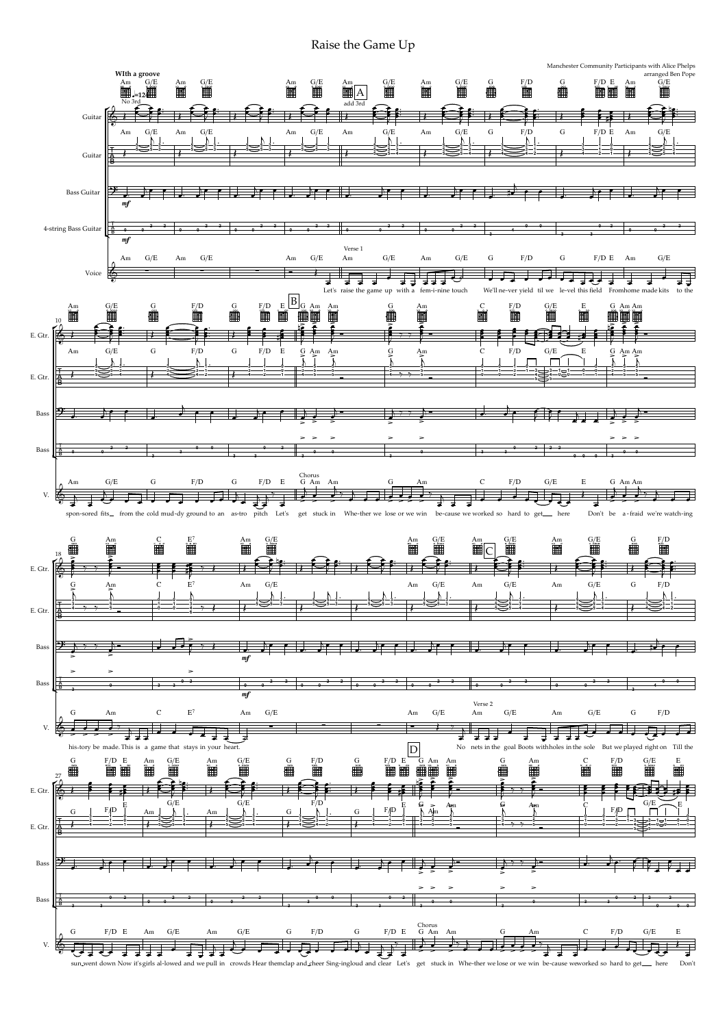# Raise the Game Up

Manchester Community Participants with Alice Phelps
arranged Ben Pope

**WIth a groove**

Let's raise the game up with a fem-i-nine touch We'll ne-ver yield til we le-vel this field From home made kits to the spon-sored fits from the cold mud-dy ground to an as-tro pitch Let's get stuck in Whe-ther we lose or we win be-cause we worked so hard to get here Don't be a-fraid we're watch-ing his-tory be made. This is a game that stays in your heart.

No nets in the goal Boots with holes in the sole But we played right on Till the sun went down Now it's girls al-lowed and we pull in crowds Hear them clap and cheer Sing-ing loud and clear Let's get stuck in Whe-ther we lose or we win be-cause we worked so hard to get here Don't